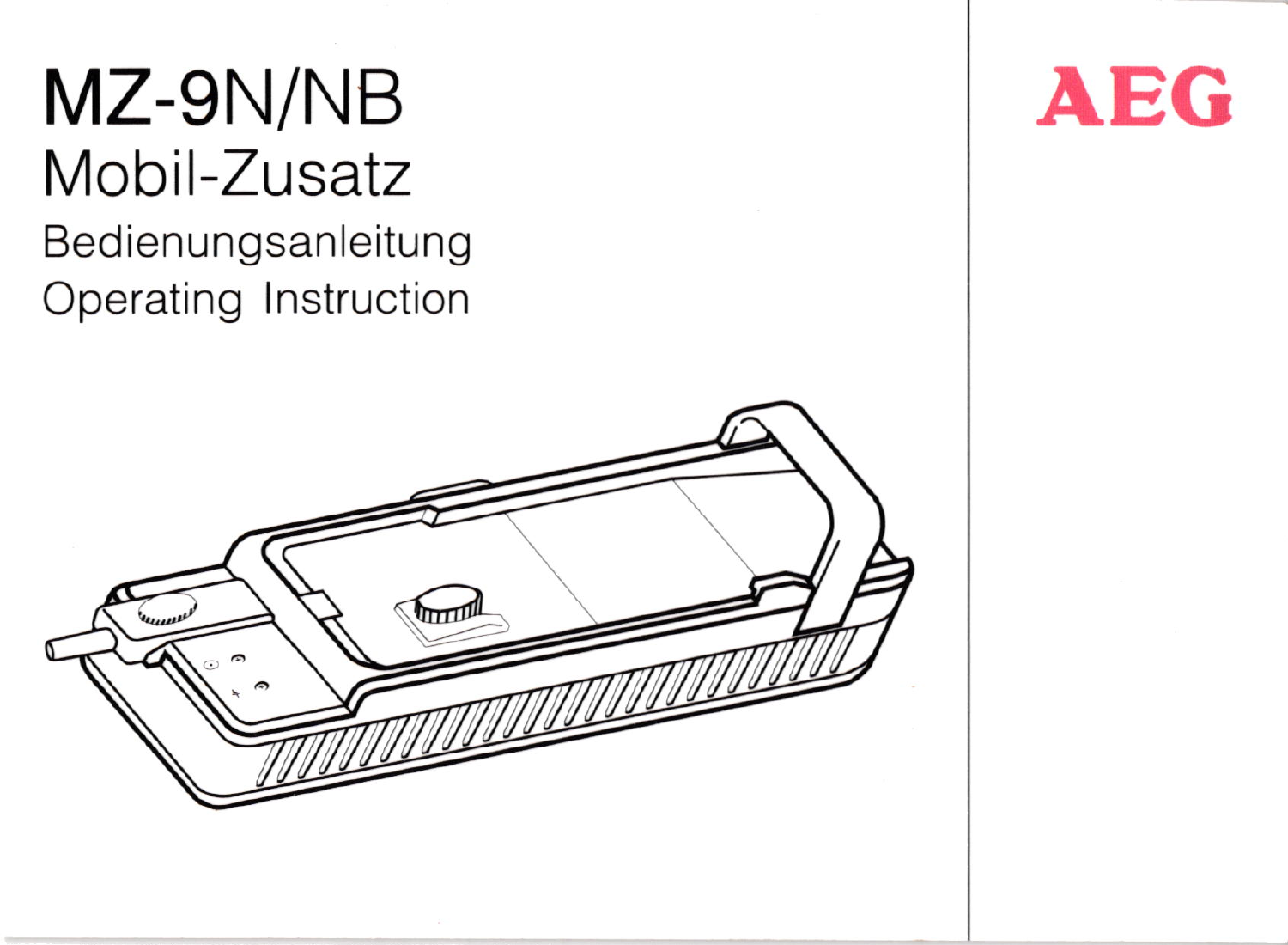# MZ-9N/NB

## Mobil-Zusatz

Bedienungsanleitung

Operating Instruction

AEG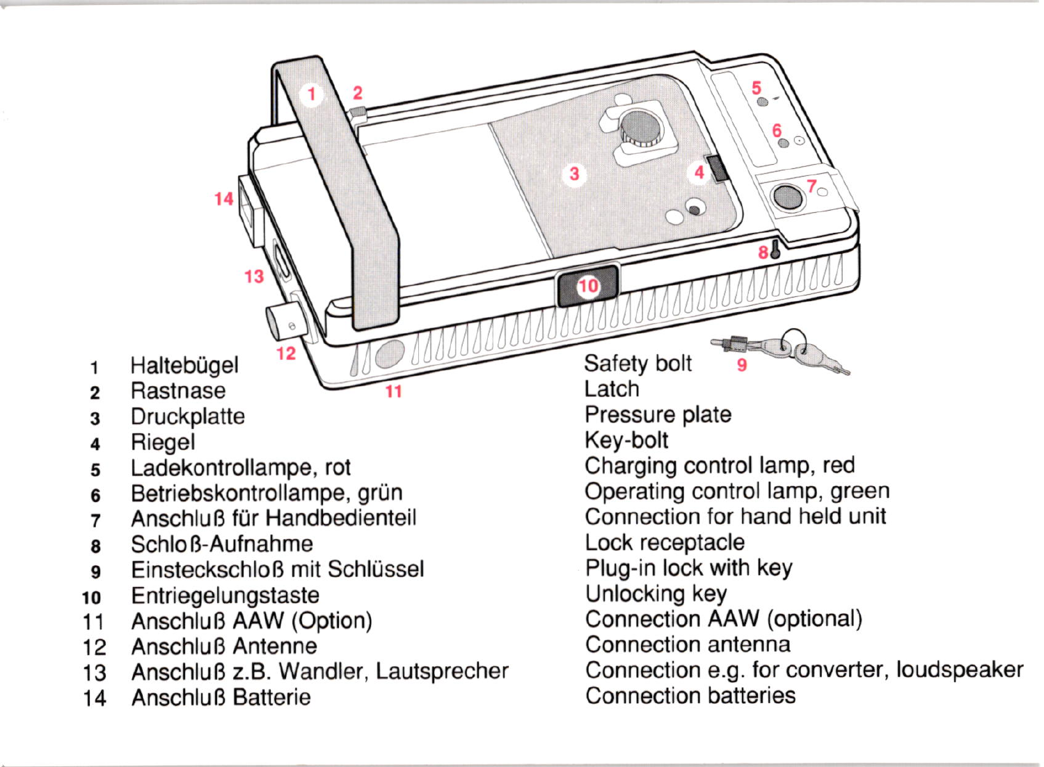| No. | Deutsch | English |
|---|---|---|
| 1 | Haltebügel | Safety bolt |
| 2 | Rastnase | Latch |
| 3 | Druckplatte | Pressure plate |
| 4 | Riegel | Key-bolt |
| 5 | Ladekontrollampe, rot | Charging control lamp, red |
| 6 | Betriebskontrollampe, grün | Operating control lamp, green |
| 7 | Anschluß für Handbedienteil | Connection for hand held unit |
| 8 | Schloß-Aufnahme | Lock receptacle |
| 9 | Einsteckschloß mit Schlüssel | Plug-in lock with key |
| 10 | Entriegelungstaste | Unlocking key |
| 11 | Anschluß AAW (Option) | Connection AAW (optional) |
| 12 | Anschluß Antenne | Connection antenna |
| 13 | Anschluß z.B. Wandler, Lautsprecher | Connection e.g. for converter, loudspeaker |
| 14 | Anschluß Batterie | Connection batteries |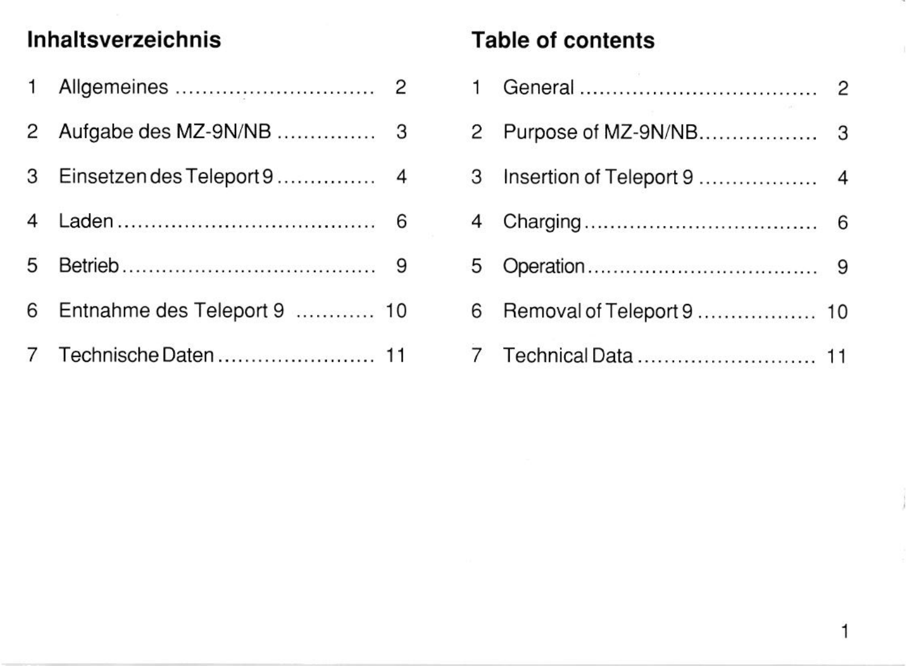## Inhaltsverzeichnis

1 Allgemeines ............................. 2

2 Aufgabe des MZ-9N/NB .............. 3

3 Einsetzen des Teleport 9 .............. 4

4 Laden ...................................... 6

5 Betrieb ..................................... 9

6 Entnahme des Teleport 9 ........... 10

7 Technische Daten ....................... 11

## Table of contents

1 General .................................. 2

2 Purpose of MZ-9N/NB................. 3

3 Insertion of Teleport 9 ................. 4

4 Charging.................................. 6

5 Operation.................................. 9

6 Removal of Teleport 9 ................. 10

7 Technical Data .......................... 11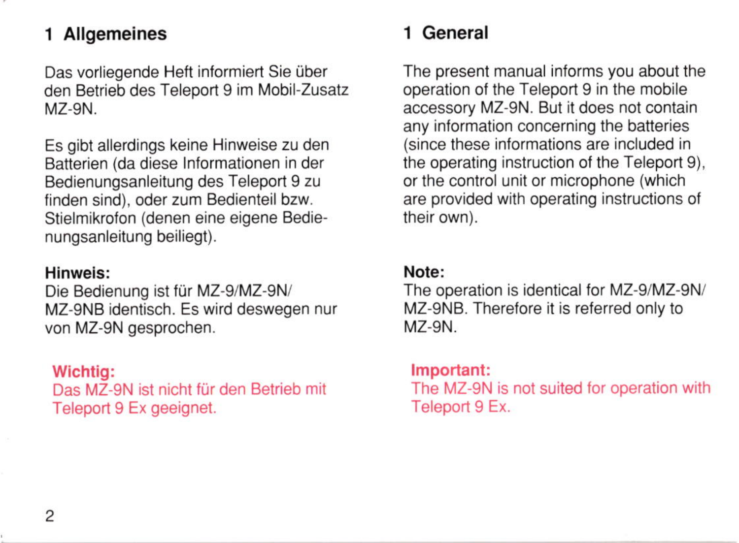# 1 Allgemeines

Das vorliegende Heft informiert Sie über den Betrieb des Teleport 9 im Mobil-Zusatz MZ-9N.

Es gibt allerdings keine Hinweise zu den Batterien (da diese Informationen in der Bedienungsanleitung des Teleport 9 zu finden sind), oder zum Bedienteil bzw. Stielmikrofon (denen eine eigene Bedienungsanleitung beiliegt).

**Hinweis:**
Die Bedienung ist für MZ-9/MZ-9N/MZ-9NB identisch. Es wird deswegen nur von MZ-9N gesprochen.

**Wichtig:**
Das MZ-9N ist nicht für den Betrieb mit Teleport 9 Ex geeignet.

# 1 General

The present manual informs you about the operation of the Teleport 9 in the mobile accessory MZ-9N. But it does not contain any information concerning the batteries (since these informations are included in the operating instruction of the Teleport 9), or the control unit or microphone (which are provided with operating instructions of their own).

**Note:**
The operation is identical for MZ-9/MZ-9N/MZ-9NB. Therefore it is referred only to MZ-9N.

**Important:**
The MZ-9N is not suited for operation with Teleport 9 Ex.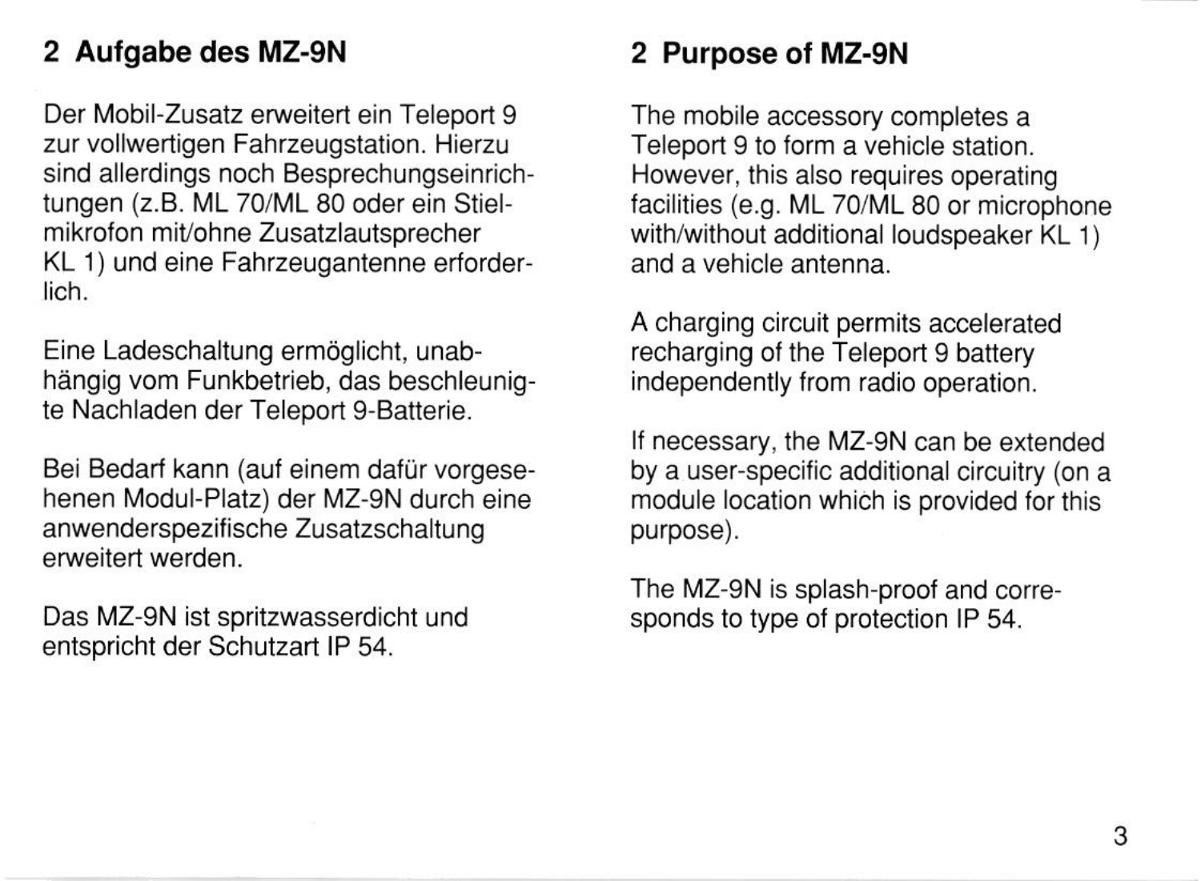## 2 Aufgabe des MZ-9N

Der Mobil-Zusatz erweitert ein Teleport 9 zur vollwertigen Fahrzeugstation. Hierzu sind allerdings noch Besprechungseinrichtungen (z.B. ML 70/ML 80 oder ein Stielmikrofon mit/ohne Zusatzlautsprecher KL 1) und eine Fahrzeugantenne erforderlich.

Eine Ladeschaltung ermöglicht, unabhängig vom Funkbetrieb, das beschleunigte Nachladen der Teleport 9-Batterie.

Bei Bedarf kann (auf einem dafür vorgesehenen Modul-Platz) der MZ-9N durch eine anwenderspezifische Zusatzschaltung erweitert werden.

Das MZ-9N ist spritzwasserdicht und entspricht der Schutzart IP 54.

## 2 Purpose of MZ-9N

The mobile accessory completes a Teleport 9 to form a vehicle station. However, this also requires operating facilities (e.g. ML 70/ML 80 or microphone with/without additional loudspeaker KL 1) and a vehicle antenna.

A charging circuit permits accelerated recharging of the Teleport 9 battery independently from radio operation.

If necessary, the MZ-9N can be extended by a user-specific additional circuitry (on a module location which is provided for this purpose).

The MZ-9N is splash-proof and corresponds to type of protection IP 54.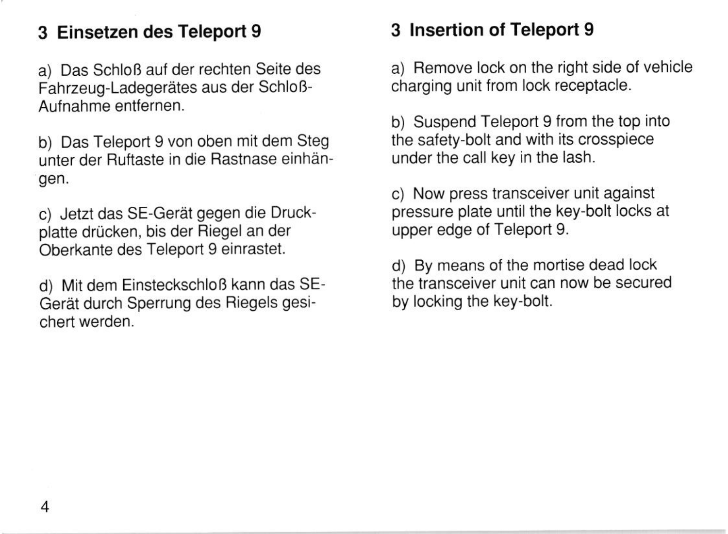## 3 Einsetzen des Teleport 9

a) Das Schloß auf der rechten Seite des Fahrzeug-Ladegerätes aus der Schloß-Aufnahme entfernen.

b) Das Teleport 9 von oben mit dem Steg unter der Ruftaste in die Rastnase einhängen.

c) Jetzt das SE-Gerät gegen die Druckplatte drücken, bis der Riegel an der Oberkante des Teleport 9 einrastet.

d) Mit dem Einsteckschloß kann das SE-Gerät durch Sperrung des Riegels gesichert werden.

## 3 Insertion of Teleport 9

a) Remove lock on the right side of vehicle charging unit from lock receptacle.

b) Suspend Teleport 9 from the top into the safety-bolt and with its crosspiece under the call key in the lash.

c) Now press transceiver unit against pressure plate until the key-bolt locks at upper edge of Teleport 9.

d) By means of the mortise dead lock the transceiver unit can now be secured by locking the key-bolt.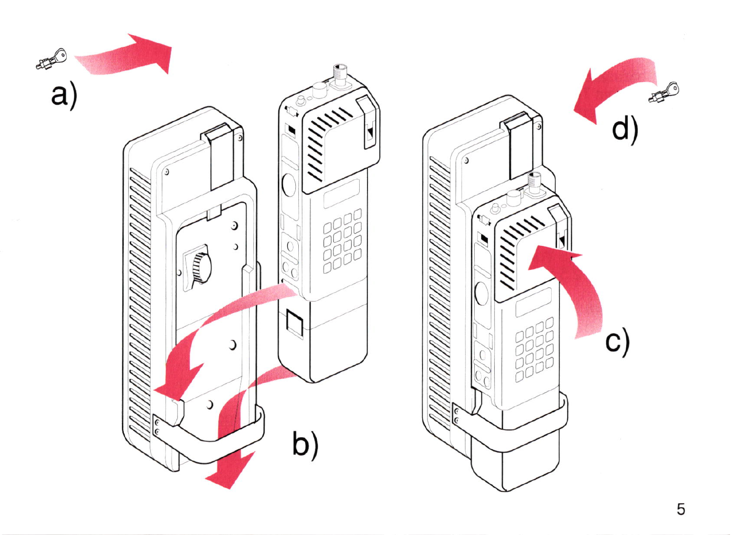a)

b)

c)

d)